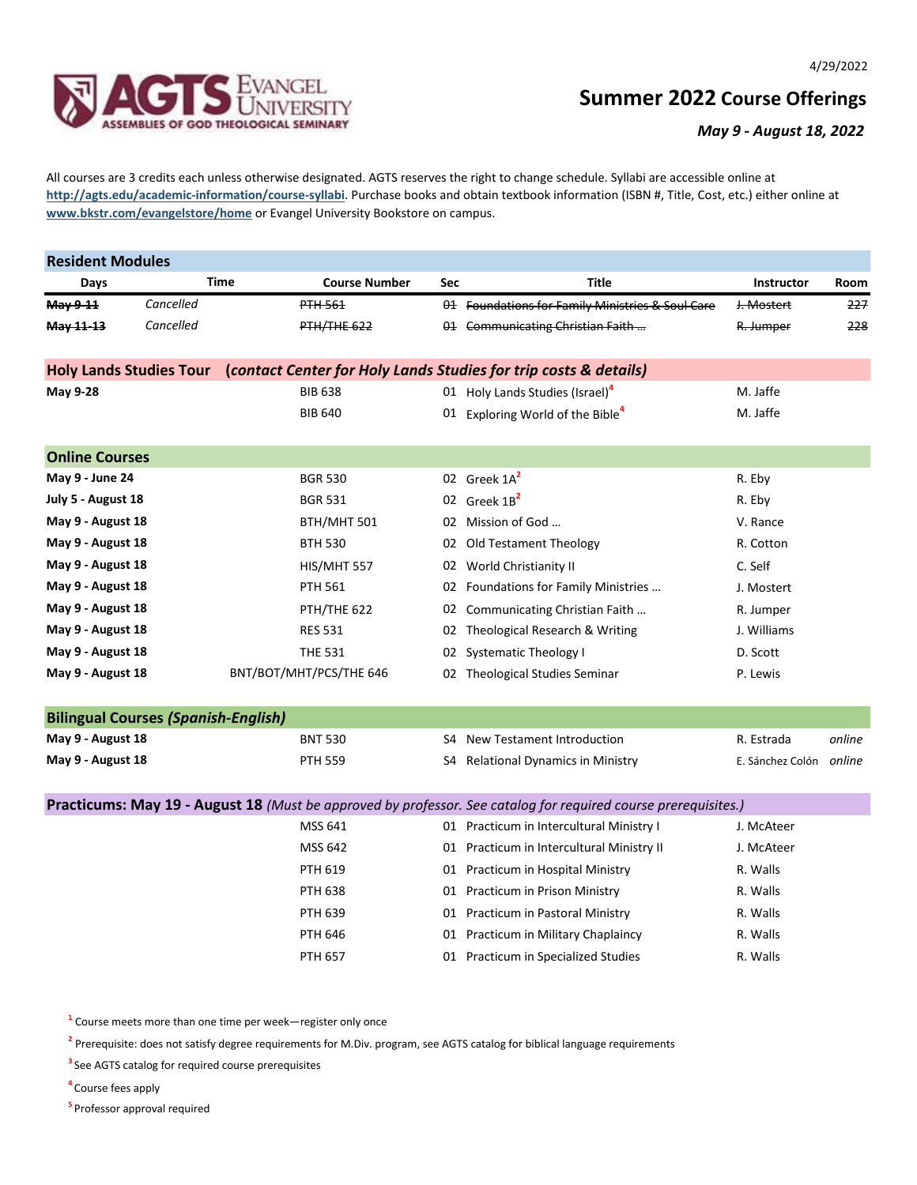4/29/2022

AGTS Evangel University — Assemblies of God Theological Seminary

# Summer 2022 Course Offerings

***May 9 - August 18, 2022***

All courses are 3 credits each unless otherwise designated. AGTS reserves the right to change schedule. Syllabi are accessible online at **http://agts.edu/academic-information/course-syllabi**. Purchase books and obtain textbook information (ISBN #, Title, Cost, etc.) either online at **www.bkstr.com/evangelstore/home** or Evangel University Bookstore on campus.

## Resident Modules

| Days | Time | Course Number | Sec | Title | Instructor | Room |
|---|---|---|---|---|---|---|
| ~~**May 9-11**~~ | *Cancelled* | ~~PTH 561~~ | ~~01~~ | ~~Foundations for Family Ministries & Soul Care~~ | ~~J. Mostert~~ | ~~227~~ |
| ~~**May 11-13**~~ | *Cancelled* | ~~PTH/THE 622~~ | ~~01~~ | ~~Communicating Christian Faith …~~ | ~~R. Jumper~~ | ~~228~~ |

## Holy Lands Studies Tour (*contact Center for Holy Lands Studies for trip costs & details*)

| Days | Course Number | Sec | Title | Instructor |
|---|---|---|---|---|
| **May 9-28** | BIB 638 | 01 | Holy Lands Studies (Israel)[4] | M. Jaffe |
| | BIB 640 | 01 | Exploring World of the Bible[4] | M. Jaffe |

## Online Courses

| Days | Course Number | Sec | Title | Instructor |
|---|---|---|---|---|
| **May 9 - June 24** | BGR 530 | 02 | Greek 1A[2] | R. Eby |
| **July 5 - August 18** | BGR 531 | 02 | Greek 1B[2] | R. Eby |
| **May 9 - August 18** | BTH/MHT 501 | 02 | Mission of God … | V. Rance |
| **May 9 - August 18** | BTH 530 | 02 | Old Testament Theology | R. Cotton |
| **May 9 - August 18** | HIS/MHT 557 | 02 | World Christianity II | C. Self |
| **May 9 - August 18** | PTH 561 | 02 | Foundations for Family Ministries … | J. Mostert |
| **May 9 - August 18** | PTH/THE 622 | 02 | Communicating Christian Faith … | R. Jumper |
| **May 9 - August 18** | RES 531 | 02 | Theological Research & Writing | J. Williams |
| **May 9 - August 18** | THE 531 | 02 | Systematic Theology I | D. Scott |
| **May 9 - August 18** | BNT/BOT/MHT/PCS/THE 646 | 02 | Theological Studies Seminar | P. Lewis |

## Bilingual Courses *(Spanish-English)*

| Days | Course Number | Sec | Title | Instructor | Room |
|---|---|---|---|---|---|
| **May 9 - August 18** | BNT 530 | S4 | New Testament Introduction | R. Estrada | *online* |
| **May 9 - August 18** | PTH 559 | S4 | Relational Dynamics in Ministry | E. Sánchez Colón | *online* |

## Practicums: May 19 - August 18 *(Must be approved by professor. See catalog for required course prerequisites.)*

| Course Number | Sec | Title | Instructor |
|---|---|---|---|
| MSS 641 | 01 | Practicum in Intercultural Ministry I | J. McAteer |
| MSS 642 | 01 | Practicum in Intercultural Ministry II | J. McAteer |
| PTH 619 | 01 | Practicum in Hospital Ministry | R. Walls |
| PTH 638 | 01 | Practicum in Prison Ministry | R. Walls |
| PTH 639 | 01 | Practicum in Pastoral Ministry | R. Walls |
| PTH 646 | 01 | Practicum in Military Chaplaincy | R. Walls |
| PTH 657 | 01 | Practicum in Specialized Studies | R. Walls |

[1] Course meets more than one time per week—register only once

[2] Prerequisite: does not satisfy degree requirements for M.Div. program, see AGTS catalog for biblical language requirements

[3] See AGTS catalog for required course prerequisites

[4] Course fees apply

[5] Professor approval required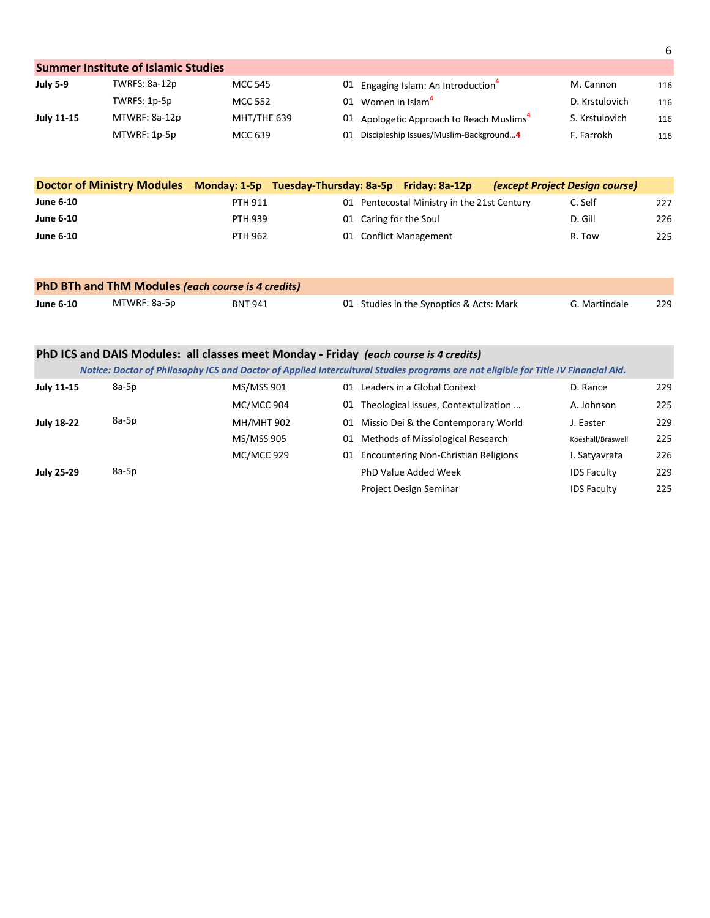## Summer Institute of Islamic Studies

| | | | | | | |
|---|---|---|---|---|---|---|
| **July 5-9** | TWRFS: 8a-12p | MCC 545 | 01 | Engaging Islam: An Introduction[4] | M. Cannon | 116 |
| | TWRFS: 1p-5p | MCC 552 | 01 | Women in Islam[4] | D. Krstulovich | 116 |
| **July 11-15** | MTWRF: 8a-12p | MHT/THE 639 | 01 | Apologetic Approach to Reach Muslims[4] | S. Krstulovich | 116 |
| | MTWRF: 1p-5p | MCC 639 | 01 | Discipleship Issues/Muslim-Background…4 | F. Farrokh | 116 |

## Doctor of Ministry Modules Monday: 1-5p Tuesday-Thursday: 8a-5p Friday: 8a-12p *(except Project Design course)*

| | | | | | | |
|---|---|---|---|---|---|---|
| **June 6-10** | | PTH 911 | 01 | Pentecostal Ministry in the 21st Century | C. Self | 227 |
| **June 6-10** | | PTH 939 | 01 | Caring for the Soul | D. Gill | 226 |
| **June 6-10** | | PTH 962 | 01 | Conflict Management | R. Tow | 225 |

## PhD BTh and ThM Modules *(each course is 4 credits)*

| | | | | | | |
|---|---|---|---|---|---|---|
| **June 6-10** | MTWRF: 8a-5p | BNT 941 | 01 | Studies in the Synoptics & Acts: Mark | G. Martindale | 229 |

## PhD ICS and DAIS Modules: all classes meet Monday - Friday *(each course is 4 credits)*

***Notice: Doctor of Philosophy ICS and Doctor of Applied Intercultural Studies programs are not eligible for Title IV Financial Aid.***

| | | | | | | |
|---|---|---|---|---|---|---|
| **July 11-15** | 8a-5p | MS/MSS 901 | 01 | Leaders in a Global Context | D. Rance | 229 |
| | | MC/MCC 904 | 01 | Theological Issues, Contextulization … | A. Johnson | 225 |
| **July 18-22** | 8a-5p | MH/MHT 902 | 01 | Missio Dei & the Contemporary World | J. Easter | 229 |
| | | MS/MSS 905 | 01 | Methods of Missiological Research | Koeshall/Braswell | 225 |
| | | MC/MCC 929 | 01 | Encountering Non-Christian Religions | I. Satyavrata | 226 |
| **July 25-29** | 8a-5p | | | PhD Value Added Week | IDS Faculty | 229 |
| | | | | Project Design Seminar | IDS Faculty | 225 |